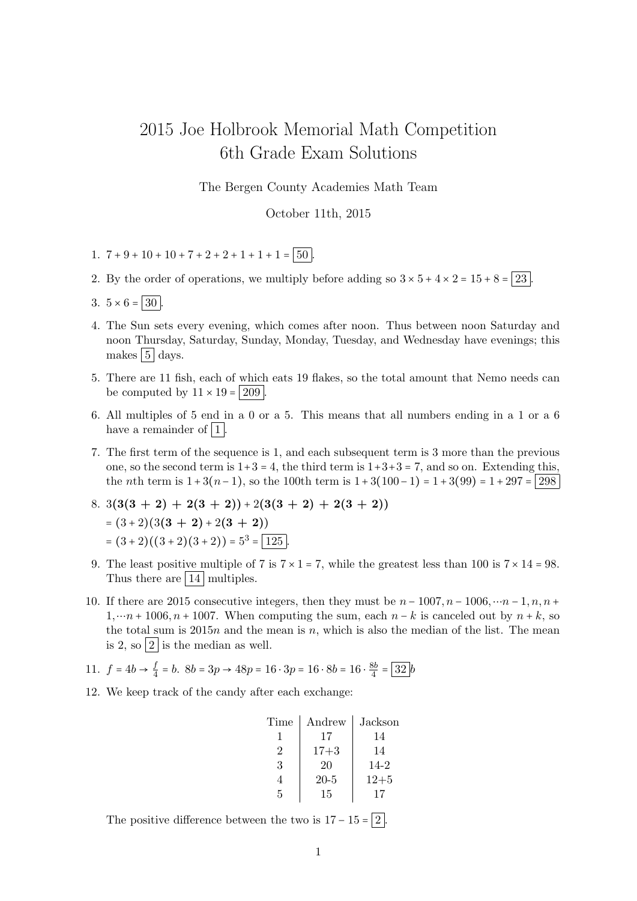# 2015 Joe Holbrook Memorial Math Competition
# 6th Grade Exam Solutions

The Bergen County Academies Math Team

October 11th, 2015

1. $7 + 9 + 10 + 10 + 7 + 2 + 2 + 1 + 1 + 1 = \boxed{50}$.

2. By the order of operations, we multiply before adding so $3 \times 5 + 4 \times 2 = 15 + 8 = \boxed{23}$.

3. $5 \times 6 = \boxed{30}$.

4. The Sun sets every evening, which comes after noon. Thus between noon Saturday and noon Thursday, Saturday, Sunday, Monday, Tuesday, and Wednesday have evenings; this makes $\boxed{5}$ days.

5. There are 11 fish, each of which eats 19 flakes, so the total amount that Nemo needs can be computed by $11 \times 19 = \boxed{209}$.

6. All multiples of 5 end in a 0 or a 5. This means that all numbers ending in a 1 or a 6 have a remainder of $\boxed{1}$.

7. The first term of the sequence is 1, and each subsequent term is 3 more than the previous one, so the second term is $1+3 = 4$, the third term is $1+3+3 = 7$, and so on. Extending this, the $n$th term is $1+3(n-1)$, so the 100th term is $1+3(100-1) = 1+3(99) = 1+297 = \boxed{298}$

8. $3(\mathbf{3(3+2)+2(3+2)}) + 2(\mathbf{3(3+2)+2(3+2)})$
   $= (3+2)(3(\mathbf{3+2}) + 2(\mathbf{3+2}))$
   $= (3+2)((3+2)(3+2)) = 5^3 = \boxed{125}$.

9. The least positive multiple of 7 is $7 \times 1 = 7$, while the greatest less than 100 is $7 \times 14 = 98$. Thus there are $\boxed{14}$ multiples.

10. If there are 2015 consecutive integers, then they must be $n-1007, n-1006, \cdots n-1, n, n+1, \cdots n+1006, n+1007$. When computing the sum, each $n-k$ is canceled out by $n+k$, so the total sum is $2015n$ and the mean is $n$, which is also the median of the list. The mean is 2, so $\boxed{2}$ is the median as well.

11. $f = 4b \rightarrow \frac{f}{4} = b$. $8b = 3p \rightarrow 48p = 16 \cdot 3p = 16 \cdot 8b = 16 \cdot \frac{8b}{4} = \boxed{32}b$

12. We keep track of the candy after each exchange:

| Time | Andrew | Jackson |
|---|---|---|
| 1 | 17 | 14 |
| 2 | 17+3 | 14 |
| 3 | 20 | 14-2 |
| 4 | 20-5 | 12+5 |
| 5 | 15 | 17 |

The positive difference between the two is $17 - 15 = \boxed{2}$.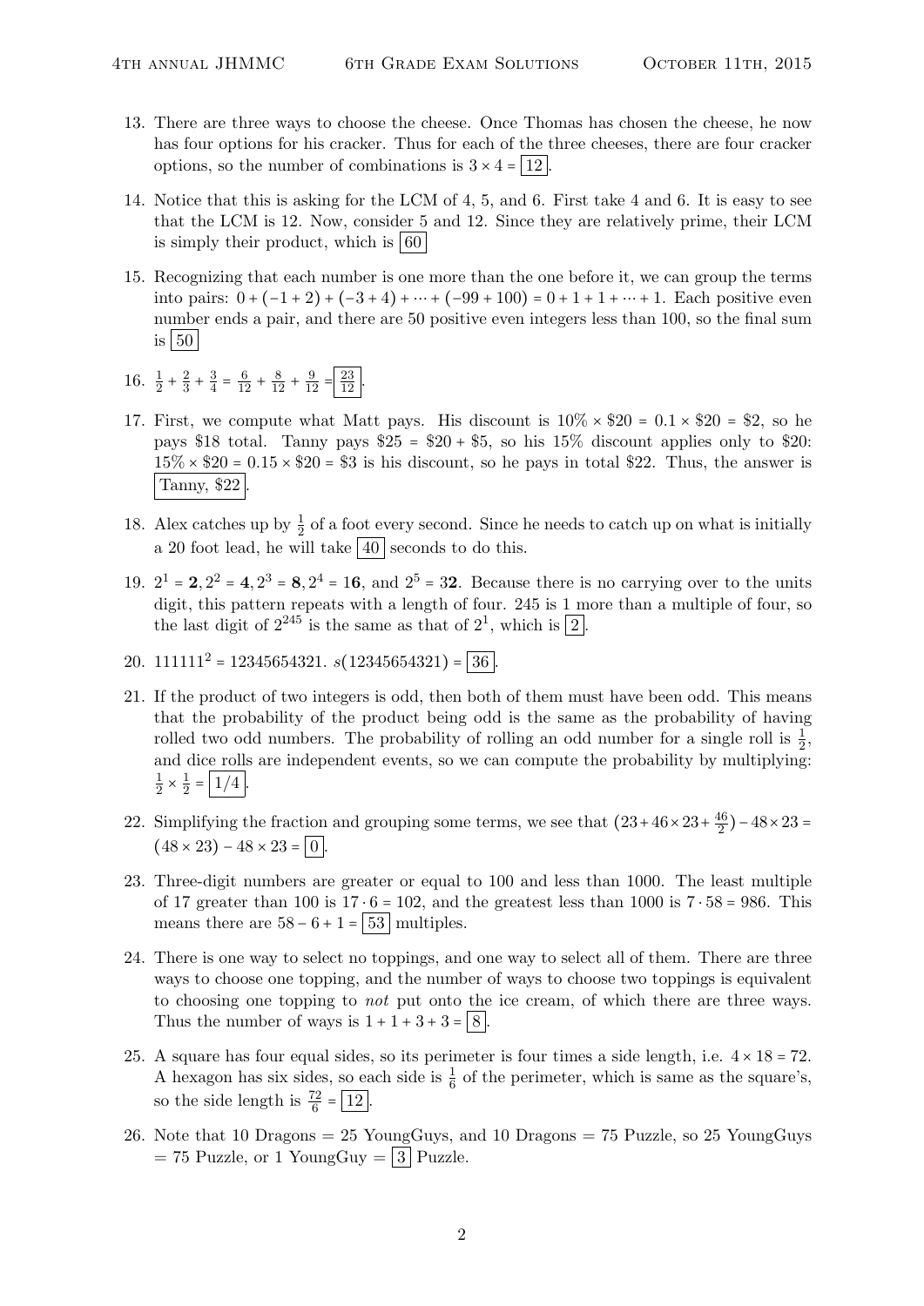13. There are three ways to choose the cheese. Once Thomas has chosen the cheese, he now has four options for his cracker. Thus for each of the three cheeses, there are four cracker options, so the number of combinations is $3 \times 4 = \boxed{12}$.

14. Notice that this is asking for the LCM of 4, 5, and 6. First take 4 and 6. It is easy to see that the LCM is 12. Now, consider 5 and 12. Since they are relatively prime, their LCM is simply their product, which is $\boxed{60}$

15. Recognizing that each number is one more than the one before it, we can group the terms into pairs: $0 + (-1 + 2) + (-3 + 4) + \cdots + (-99 + 100) = 0 + 1 + 1 + \cdots + 1$. Each positive even number ends a pair, and there are 50 positive even integers less than 100, so the final sum is $\boxed{50}$

16. $\frac{1}{2} + \frac{2}{3} + \frac{3}{4} = \frac{6}{12} + \frac{8}{12} + \frac{9}{12} = \boxed{\frac{23}{12}}$.

17. First, we compute what Matt pays. His discount is $10\% \times \$20 = 0.1 \times \$20 = \$2$, so he pays \$18 total. Tanny pays $\$25 = \$20 + \$5$, so his 15% discount applies only to \$20: $15\% \times \$20 = 0.15 \times \$20 = \$3$ is his discount, so he pays in total \$22. Thus, the answer is $\boxed{\text{Tanny, \$22}}$.

18. Alex catches up by $\frac{1}{2}$ of a foot every second. Since he needs to catch up on what is initially a 20 foot lead, he will take $\boxed{40}$ seconds to do this.

19. $2^1 = \mathbf{2}, 2^2 = \mathbf{4}, 2^3 = \mathbf{8}, 2^4 = 1\mathbf{6}$, and $2^5 = 3\mathbf{2}$. Because there is no carrying over to the units digit, this pattern repeats with a length of four. 245 is 1 more than a multiple of four, so the last digit of $2^{245}$ is the same as that of $2^1$, which is $\boxed{2}$.

20. $111111^2 = 12345654321$. $s(12345654321) = \boxed{36}$.

21. If the product of two integers is odd, then both of them must have been odd. This means that the probability of the product being odd is the same as the probability of having rolled two odd numbers. The probability of rolling an odd number for a single roll is $\frac{1}{2}$, and dice rolls are independent events, so we can compute the probability by multiplying: $\frac{1}{2} \times \frac{1}{2} = \boxed{1/4}$.

22. Simplifying the fraction and grouping some terms, we see that $(23 + 46 \times 23 + \frac{46}{2}) - 48 \times 23 = (48 \times 23) - 48 \times 23 = \boxed{0}$.

23. Three-digit numbers are greater or equal to 100 and less than 1000. The least multiple of 17 greater than 100 is $17 \cdot 6 = 102$, and the greatest less than 1000 is $7 \cdot 58 = 986$. This means there are $58 - 6 + 1 = \boxed{53}$ multiples.

24. There is one way to select no toppings, and one way to select all of them. There are three ways to choose one topping, and the number of ways to choose two toppings is equivalent to choosing one topping to *not* put onto the ice cream, of which there are three ways. Thus the number of ways is $1 + 1 + 3 + 3 = \boxed{8}$.

25. A square has four equal sides, so its perimeter is four times a side length, i.e. $4 \times 18 = 72$. A hexagon has six sides, so each side is $\frac{1}{6}$ of the perimeter, which is same as the square's, so the side length is $\frac{72}{6} = \boxed{12}$.

26. Note that 10 Dragons = 25 YoungGuys, and 10 Dragons = 75 Puzzle, so 25 YoungGuys = 75 Puzzle, or 1 YoungGuy = $\boxed{3}$ Puzzle.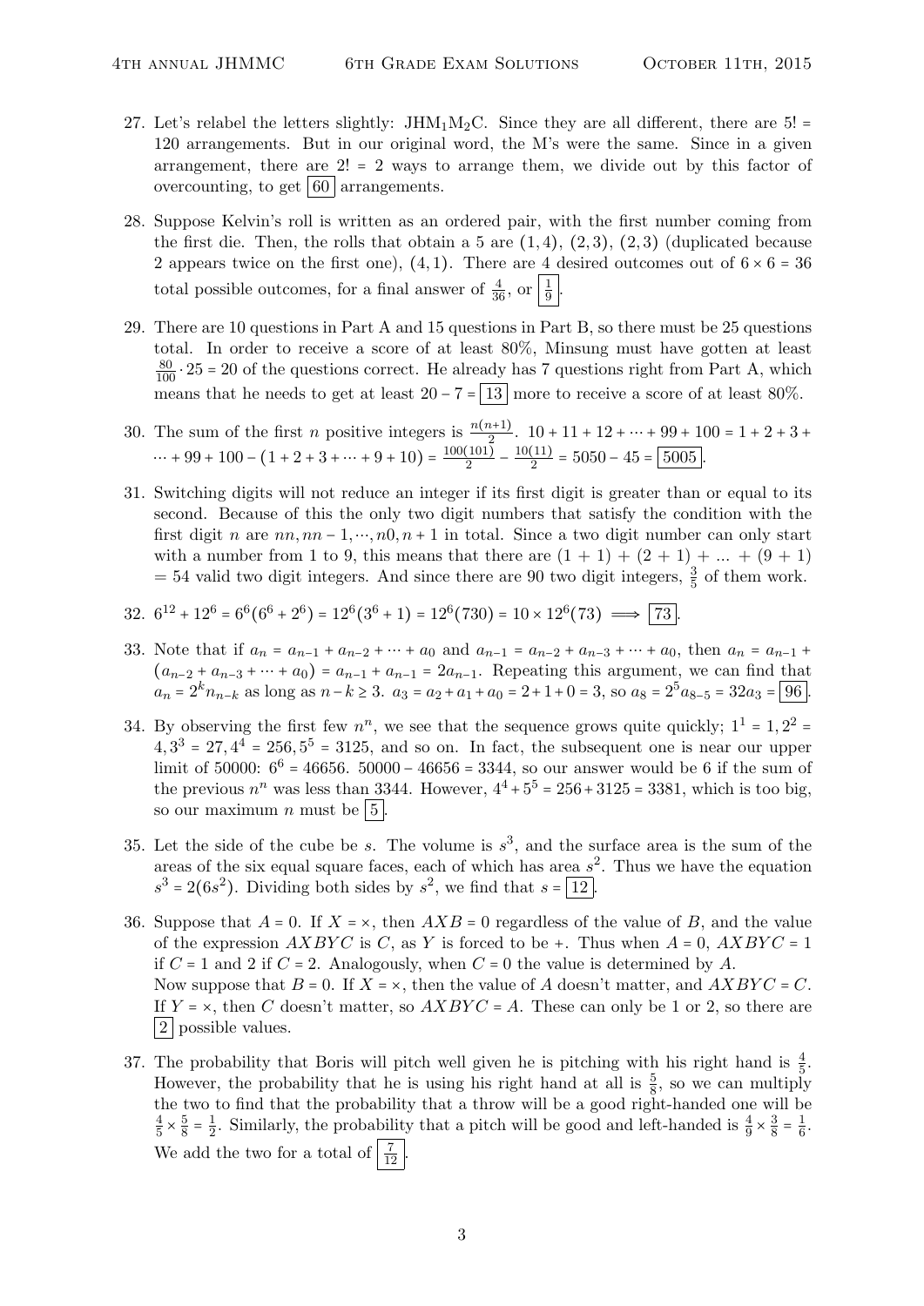27. Let's relabel the letters slightly: $JHM_1M_2C$. Since they are all different, there are $5! = 120$ arrangements. But in our original word, the M's were the same. Since in a given arrangement, there are $2! = 2$ ways to arrange them, we divide out by this factor of overcounting, to get $\boxed{60}$ arrangements.

28. Suppose Kelvin's roll is written as an ordered pair, with the first number coming from the first die. Then, the rolls that obtain a 5 are $(1,4)$, $(2,3)$, $(2,3)$ (duplicated because 2 appears twice on the first one), $(4,1)$. There are 4 desired outcomes out of $6 \times 6 = 36$ total possible outcomes, for a final answer of $\frac{4}{36}$, or $\boxed{\frac{1}{9}}$.

29. There are 10 questions in Part A and 15 questions in Part B, so there must be 25 questions total. In order to receive a score of at least 80%, Minsung must have gotten at least $\frac{80}{100} \cdot 25 = 20$ of the questions correct. He already has 7 questions right from Part A, which means that he needs to get at least $20 - 7 = \boxed{13}$ more to receive a score of at least 80%.

30. The sum of the first $n$ positive integers is $\frac{n(n+1)}{2}$. $10 + 11 + 12 + \cdots + 99 + 100 = 1 + 2 + 3 + \cdots + 99 + 100 - (1 + 2 + 3 + \cdots + 9 + 10) = \frac{100(101)}{2} - \frac{10(11)}{2} = 5050 - 45 = \boxed{5005}$.

31. Switching digits will not reduce an integer if its first digit is greater than or equal to its second. Because of this the only two digit numbers that satisfy the condition with the first digit $n$ are $nn, nn-1, \cdots, n0, n+1$ in total. Since a two digit number can only start with a number from 1 to 9, this means that there are $(1+1) + (2+1) + \ldots + (9+1) = 54$ valid two digit integers. And since there are 90 two digit integers, $\frac{3}{5}$ of them work.

32. $6^{12} + 12^6 = 6^6(6^6 + 2^6) = 12^6(3^6 + 1) = 12^6(730) = 10 \times 12^6(73) \implies \boxed{73}$.

33. Note that if $a_n = a_{n-1} + a_{n-2} + \cdots + a_0$ and $a_{n-1} = a_{n-2} + a_{n-3} + \cdots + a_0$, then $a_n = a_{n-1} + (a_{n-2} + a_{n-3} + \cdots + a_0) = a_{n-1} + a_{n-1} = 2a_{n-1}$. Repeating this argument, we can find that $a_n = 2^k n_{n-k}$ as long as $n - k \geq 3$. $a_3 = a_2 + a_1 + a_0 = 2 + 1 + 0 = 3$, so $a_8 = 2^5 a_{8-5} = 32a_3 = \boxed{96}$.

34. By observing the first few $n^n$, we see that the sequence grows quite quickly; $1^1 = 1, 2^2 = 4, 3^3 = 27, 4^4 = 256, 5^5 = 3125$, and so on. In fact, the subsequent one is near our upper limit of 50000: $6^6 = 46656$. $50000 - 46656 = 3344$, so our answer would be 6 if the sum of the previous $n^n$ was less than 3344. However, $4^4 + 5^5 = 256 + 3125 = 3381$, which is too big, so our maximum $n$ must be $\boxed{5}$.

35. Let the side of the cube be $s$. The volume is $s^3$, and the surface area is the sum of the areas of the six equal square faces, each of which has area $s^2$. Thus we have the equation $s^3 = 2(6s^2)$. Dividing both sides by $s^2$, we find that $s = \boxed{12}$.

36. Suppose that $A = 0$. If $X = \times$, then $AXB = 0$ regardless of the value of $B$, and the value of the expression $AXBYC$ is $C$, as $Y$ is forced to be $+$. Thus when $A = 0$, $AXBYC = 1$ if $C = 1$ and 2 if $C = 2$. Analogously, when $C = 0$ the value is determined by $A$.
Now suppose that $B = 0$. If $X = \times$, then the value of $A$ doesn't matter, and $AXBYC = C$. If $Y = \times$, then $C$ doesn't matter, so $AXBYC = A$. These can only be 1 or 2, so there are $\boxed{2}$ possible values.

37. The probability that Boris will pitch well given he is pitching with his right hand is $\frac{4}{5}$. However, the probability that he is using his right hand at all is $\frac{5}{8}$, so we can multiply the two to find that the probability that a throw will be a good right-handed one will be $\frac{4}{5} \times \frac{5}{8} = \frac{1}{2}$. Similarly, the probability that a pitch will be good and left-handed is $\frac{4}{9} \times \frac{3}{8} = \frac{1}{6}$. We add the two for a total of $\boxed{\frac{7}{12}}$.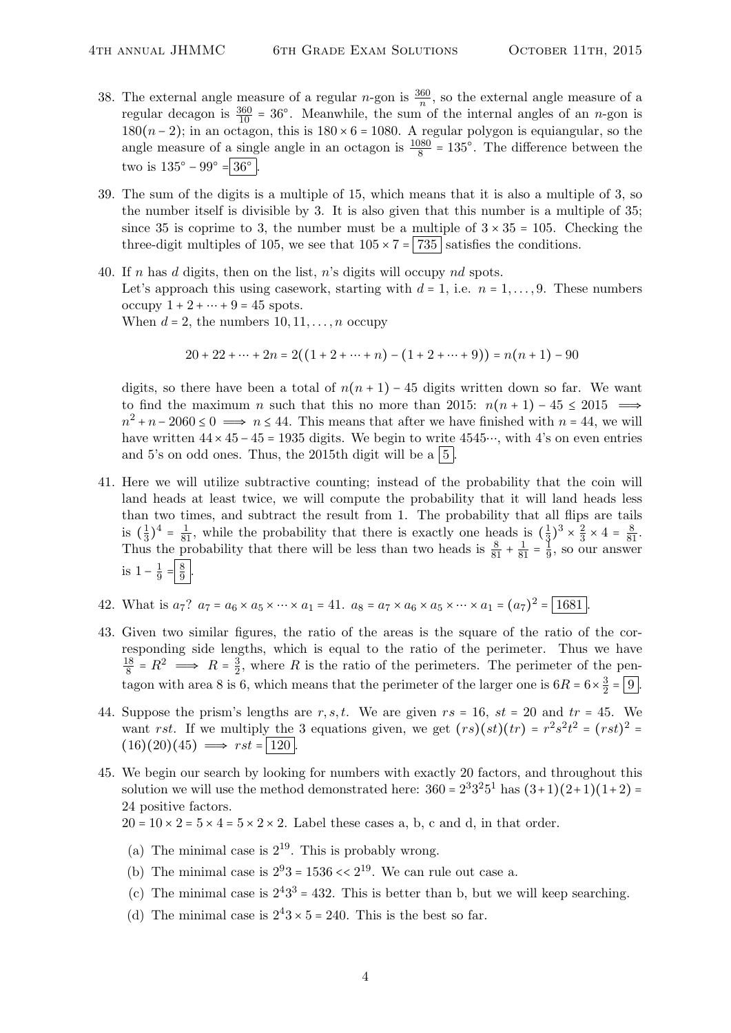38. The external angle measure of a regular $n$-gon is $\frac{360}{n}$, so the external angle measure of a regular decagon is $\frac{360}{10} = 36°$. Meanwhile, the sum of the internal angles of an $n$-gon is $180(n-2)$; in an octagon, this is $180 \times 6 = 1080$. A regular polygon is equiangular, so the angle measure of a single angle in an octagon is $\frac{1080}{8} = 135°$. The difference between the two is $135° - 99° = \boxed{36°}$.

39. The sum of the digits is a multiple of 15, which means that it is also a multiple of 3, so the number itself is divisible by 3. It is also given that this number is a multiple of 35; since 35 is coprime to 3, the number must be a multiple of $3 \times 35 = 105$. Checking the three-digit multiples of 105, we see that $105 \times 7 = \boxed{735}$ satisfies the conditions.

40. If $n$ has $d$ digits, then on the list, $n$'s digits will occupy $nd$ spots.
Let's approach this using casework, starting with $d = 1$, i.e. $n = 1, \ldots, 9$. These numbers occupy $1 + 2 + \cdots + 9 = 45$ spots.
When $d = 2$, the numbers $10, 11, \ldots, n$ occupy

$$20 + 22 + \cdots + 2n = 2((1 + 2 + \cdots + n) - (1 + 2 + \cdots + 9)) = n(n+1) - 90$$

digits, so there have been a total of $n(n+1) - 45$ digits written down so far. We want to find the maximum $n$ such that this no more than 2015: $n(n+1) - 45 \leq 2015 \implies n^2 + n - 2060 \leq 0 \implies n \leq 44$. This means that after we have finished with $n = 44$, we will have written $44 \times 45 - 45 = 1935$ digits. We begin to write $4545\cdots$, with 4's on even entries and 5's on odd ones. Thus, the 2015th digit will be a $\boxed{5}$.

41. Here we will utilize subtractive counting; instead of the probability that the coin will land heads at least twice, we will compute the probability that it will land heads less than two times, and subtract the result from 1. The probability that all flips are tails is $(\frac{1}{3})^4 = \frac{1}{81}$, while the probability that there is exactly one heads is $(\frac{1}{3})^3 \times \frac{2}{3} \times 4 = \frac{8}{81}$. Thus the probability that there will be less than two heads is $\frac{8}{81} + \frac{1}{81} = \frac{1}{9}$, so our answer is $1 - \frac{1}{9} = \boxed{\frac{8}{9}}$.

42. What is $a_7$? $a_7 = a_6 \times a_5 \times \cdots \times a_1 = 41$. $a_8 = a_7 \times a_6 \times a_5 \times \cdots \times a_1 = (a_7)^2 = \boxed{1681}$.

43. Given two similar figures, the ratio of the areas is the square of the ratio of the corresponding side lengths, which is equal to the ratio of the perimeter. Thus we have $\frac{18}{8} = R^2 \implies R = \frac{3}{2}$, where $R$ is the ratio of the perimeters. The perimeter of the pentagon with area 8 is 6, which means that the perimeter of the larger one is $6R = 6 \times \frac{3}{2} = \boxed{9}$.

44. Suppose the prism's lengths are $r, s, t$. We are given $rs = 16$, $st = 20$ and $tr = 45$. We want $rst$. If we multiply the 3 equations given, we get $(rs)(st)(tr) = r^2s^2t^2 = (rst)^2 = (16)(20)(45) \implies rst = \boxed{120}$.

45. We begin our search by looking for numbers with exactly 20 factors, and throughout this solution we will use the method demonstrated here: $360 = 2^3 3^2 5^1$ has $(3+1)(2+1)(1+2) = 24$ positive factors.
$20 = 10 \times 2 = 5 \times 4 = 5 \times 2 \times 2$. Label these cases a, b, c and d, in that order.

   (a) The minimal case is $2^{19}$. This is probably wrong.
   (b) The minimal case is $2^9 3 = 1536 << 2^{19}$. We can rule out case a.
   (c) The minimal case is $2^4 3^3 = 432$. This is better than b, but we will keep searching.
   (d) The minimal case is $2^4 3 \times 5 = 240$. This is the best so far.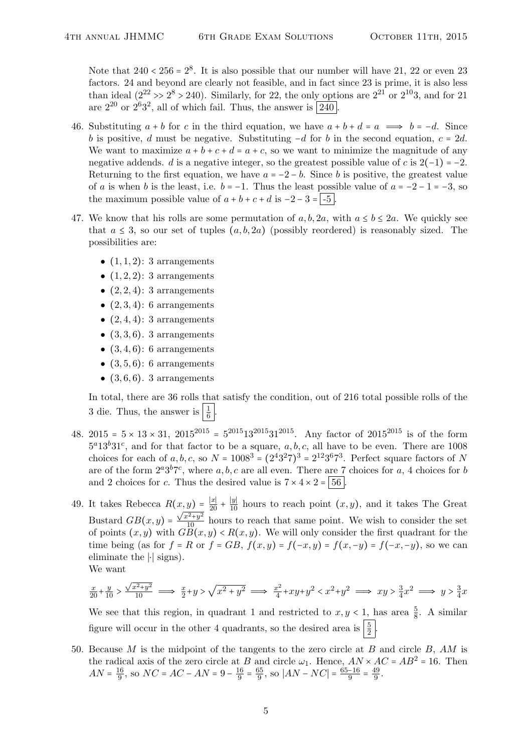Note that $240 < 256 = 2^8$. It is also possible that our number will have 21, 22 or even 23 factors. 24 and beyond are clearly not feasible, and in fact since 23 is prime, it is also less than ideal ($2^{22} >> 2^8 > 240$). Similarly, for 22, the only options are $2^{21}$ or $2^{10}3$, and for 21 are $2^{20}$ or $2^6 3^2$, all of which fail. Thus, the answer is $\boxed{240}$.

46. Substituting $a + b$ for $c$ in the third equation, we have $a + b + d = a \implies b = -d$. Since $b$ is positive, $d$ must be negative. Substituting $-d$ for $b$ in the second equation, $c = 2d$. We want to maximize $a + b + c + d = a + c$, so we want to minimize the magnitude of any negative addends. $d$ is a negative integer, so the greatest possible value of $c$ is $2(-1) = -2$. Returning to the first equation, we have $a = -2 - b$. Since $b$ is positive, the greatest value of $a$ is when $b$ is the least, i.e. $b = -1$. Thus the least possible value of $a = -2 - 1 = -3$, so the maximum possible value of $a + b + c + d$ is $-2 - 3 = \boxed{-5}$.

47. We know that his rolls are some permutation of $a, b, 2a$, with $a \leq b \leq 2a$. We quickly see that $a \leq 3$, so our set of tuples $(a, b, 2a)$ (possibly reordered) is reasonably sized. The possibilities are:

   - $(1, 1, 2)$: 3 arrangements
   - $(1, 2, 2)$: 3 arrangements
   - $(2, 2, 4)$: 3 arrangements
   - $(2, 3, 4)$: 6 arrangements
   - $(2, 4, 4)$: 3 arrangements
   - $(3, 3, 6)$. 3 arrangements
   - $(3, 4, 6)$: 6 arrangements
   - $(3, 5, 6)$: 6 arrangements
   - $(3, 6, 6)$. 3 arrangements

   In total, there are 36 rolls that satisfy the condition, out of 216 total possible rolls of the 3 die. Thus, the answer is $\boxed{\frac{1}{6}}$.

48. $2015 = 5 \times 13 \times 31$, $2015^{2015} = 5^{2015}13^{2015}31^{2015}$. Any factor of $2015^{2015}$ is of the form $5^a 13^b 31^c$, and for that factor to be a square, $a, b, c$, all have to be even. There are 1008 choices for each of $a, b, c$, so $N = 1008^3 = (2^4 3^2 7)^3 = 2^{12}3^6 7^3$. Perfect square factors of $N$ are of the form $2^a 3^b 7^c$, where $a, b, c$ are all even. There are 7 choices for $a$, 4 choices for $b$ and 2 choices for $c$. Thus the desired value is $7 \times 4 \times 2 = \boxed{56}$.

49. It takes Rebecca $R(x, y) = \frac{|x|}{20} + \frac{|y|}{10}$ hours to reach point $(x, y)$, and it takes The Great Bustard $GB(x, y) = \frac{\sqrt{x^2+y^2}}{10}$ hours to reach that same point. We wish to consider the set of points $(x, y)$ with $GB(x, y) < R(x, y)$. We will only consider the first quadrant for the time being (as for $f = R$ or $f = GB$, $f(x, y) = f(-x, y) = f(x, -y) = f(-x, -y)$, so we can eliminate the $|\cdot|$ signs).
   We want

   $$\frac{x}{20} + \frac{y}{10} > \frac{\sqrt{x^2+y^2}}{10} \implies \frac{x}{2} + y > \sqrt{x^2 + y^2} \implies \frac{x^2}{4} + xy + y^2 < x^2 + y^2 \implies xy > \frac{3}{4}x^2 \implies y > \frac{3}{4}x$$

   We see that this region, in quadrant 1 and restricted to $x, y < 1$, has area $\frac{5}{8}$. A similar figure will occur in the other 4 quadrants, so the desired area is $\boxed{\frac{5}{2}}$.

50. Because $M$ is the midpoint of the tangents to the zero circle at $B$ and circle $B$, $AM$ is the radical axis of the zero circle at $B$ and circle $\omega_1$. Hence, $AN \times AC = AB^2 = 16$. Then $AN = \frac{16}{9}$, so $NC = AC - AN = 9 - \frac{16}{9} = \frac{65}{9}$, so $|AN - NC| = \frac{65-16}{9} = \frac{49}{9}$.